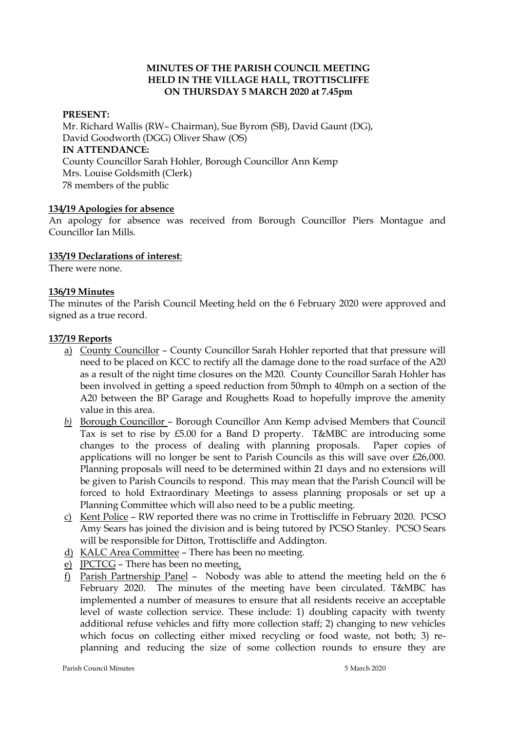# MINUTES OF THE PARISH COUNCIL MEETING HELD IN THE VILLAGE HALL, TROTTISCLIFFE ON THURSDAY 5 MARCH 2020 at 7.45pm

**PRESENT:**

Mr. Richard Wallis (RW– Chairman), Sue Byrom (SB), David Gaunt (DG), David Goodworth (DGG) Oliver Shaw (OS)

**IN ATTENDANCE:**

County Councillor Sarah Hohler, Borough Councillor Ann Kemp
Mrs. Louise Goldsmith (Clerk)
78 members of the public

**134/19 Apologies for absence**

An apology for absence was received from Borough Councillor Piers Montague and Councillor Ian Mills.

**135/19 Declarations of interest**:

There were none.

**136/19 Minutes**

The minutes of the Parish Council Meeting held on the 6 February 2020 were approved and signed as a true record.

**137/19 Reports**

a) County Councillor – County Councillor Sarah Hohler reported that that pressure will need to be placed on KCC to rectify all the damage done to the road surface of the A20 as a result of the night time closures on the M20. County Councillor Sarah Hohler has been involved in getting a speed reduction from 50mph to 40mph on a section of the A20 between the BP Garage and Roughetts Road to hopefully improve the amenity value in this area.

*b)* Borough Councillor – Borough Councillor Ann Kemp advised Members that Council Tax is set to rise by £5.00 for a Band D property. T&MBC are introducing some changes to the process of dealing with planning proposals. Paper copies of applications will no longer be sent to Parish Councils as this will save over £26,000. Planning proposals will need to be determined within 21 days and no extensions will be given to Parish Councils to respond. This may mean that the Parish Council will be forced to hold Extraordinary Meetings to assess planning proposals or set up a Planning Committee which will also need to be a public meeting.

c) Kent Police – RW reported there was no crime in Trottiscliffe in February 2020. PCSO Amy Sears has joined the division and is being tutored by PCSO Stanley. PCSO Sears will be responsible for Ditton, Trottiscliffe and Addington.

d) KALC Area Committee – There has been no meeting.

e) JPCTCG – There has been no meeting.

f) Parish Partnership Panel – Nobody was able to attend the meeting held on the 6 February 2020. The minutes of the meeting have been circulated. T&MBC has implemented a number of measures to ensure that all residents receive an acceptable level of waste collection service. These include: 1) doubling capacity with twenty additional refuse vehicles and fifty more collection staff; 2) changing to new vehicles which focus on collecting either mixed recycling or food waste, not both; 3) re-planning and reducing the size of some collection rounds to ensure they are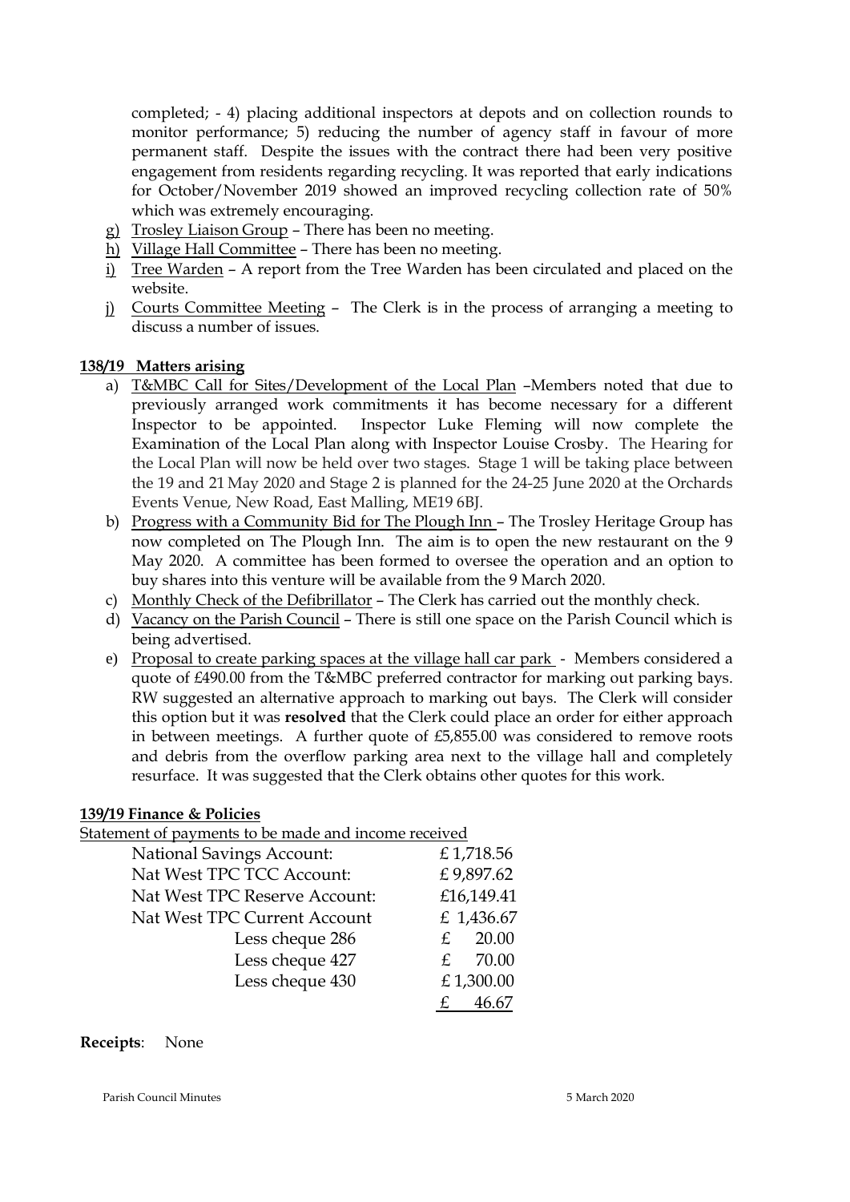completed; - 4) placing additional inspectors at depots and on collection rounds to monitor performance; 5) reducing the number of agency staff in favour of more permanent staff. Despite the issues with the contract there had been very positive engagement from residents regarding recycling. It was reported that early indications for October/November 2019 showed an improved recycling collection rate of 50% which was extremely encouraging.

g) Trosley Liaison Group – There has been no meeting.
h) Village Hall Committee – There has been no meeting.
i) Tree Warden – A report from the Tree Warden has been circulated and placed on the website.
j) Courts Committee Meeting – The Clerk is in the process of arranging a meeting to discuss a number of issues.

**138/19 Matters arising**

a) T&MBC Call for Sites/Development of the Local Plan –Members noted that due to previously arranged work commitments it has become necessary for a different Inspector to be appointed. Inspector Luke Fleming will now complete the Examination of the Local Plan along with Inspector Louise Crosby. The Hearing for the Local Plan will now be held over two stages. Stage 1 will be taking place between the 19 and 21 May 2020 and Stage 2 is planned for the 24-25 June 2020 at the Orchards Events Venue, New Road, East Malling, ME19 6BJ.
b) Progress with a Community Bid for The Plough Inn – The Trosley Heritage Group has now completed on The Plough Inn. The aim is to open the new restaurant on the 9 May 2020. A committee has been formed to oversee the operation and an option to buy shares into this venture will be available from the 9 March 2020.
c) Monthly Check of the Defibrillator – The Clerk has carried out the monthly check.
d) Vacancy on the Parish Council – There is still one space on the Parish Council which is being advertised.
e) Proposal to create parking spaces at the village hall car park - Members considered a quote of £490.00 from the T&MBC preferred contractor for marking out parking bays. RW suggested an alternative approach to marking out bays. The Clerk will consider this option but it was **resolved** that the Clerk could place an order for either approach in between meetings. A further quote of £5,855.00 was considered to remove roots and debris from the overflow parking area next to the village hall and completely resurface. It was suggested that the Clerk obtains other quotes for this work.

**139/19 Finance & Policies**

Statement of payments to be made and income received

| | |
|---|---|
| National Savings Account: | £ 1,718.56 |
| Nat West TPC TCC Account: | £ 9,897.62 |
| Nat West TPC Reserve Account: | £16,149.41 |
| Nat West TPC Current Account | £ 1,436.67 |
| Less cheque 286 | £ 20.00 |
| Less cheque 427 | £ 70.00 |
| Less cheque 430 | £ 1,300.00 |
| | £ 46.67 |

**Receipts**: None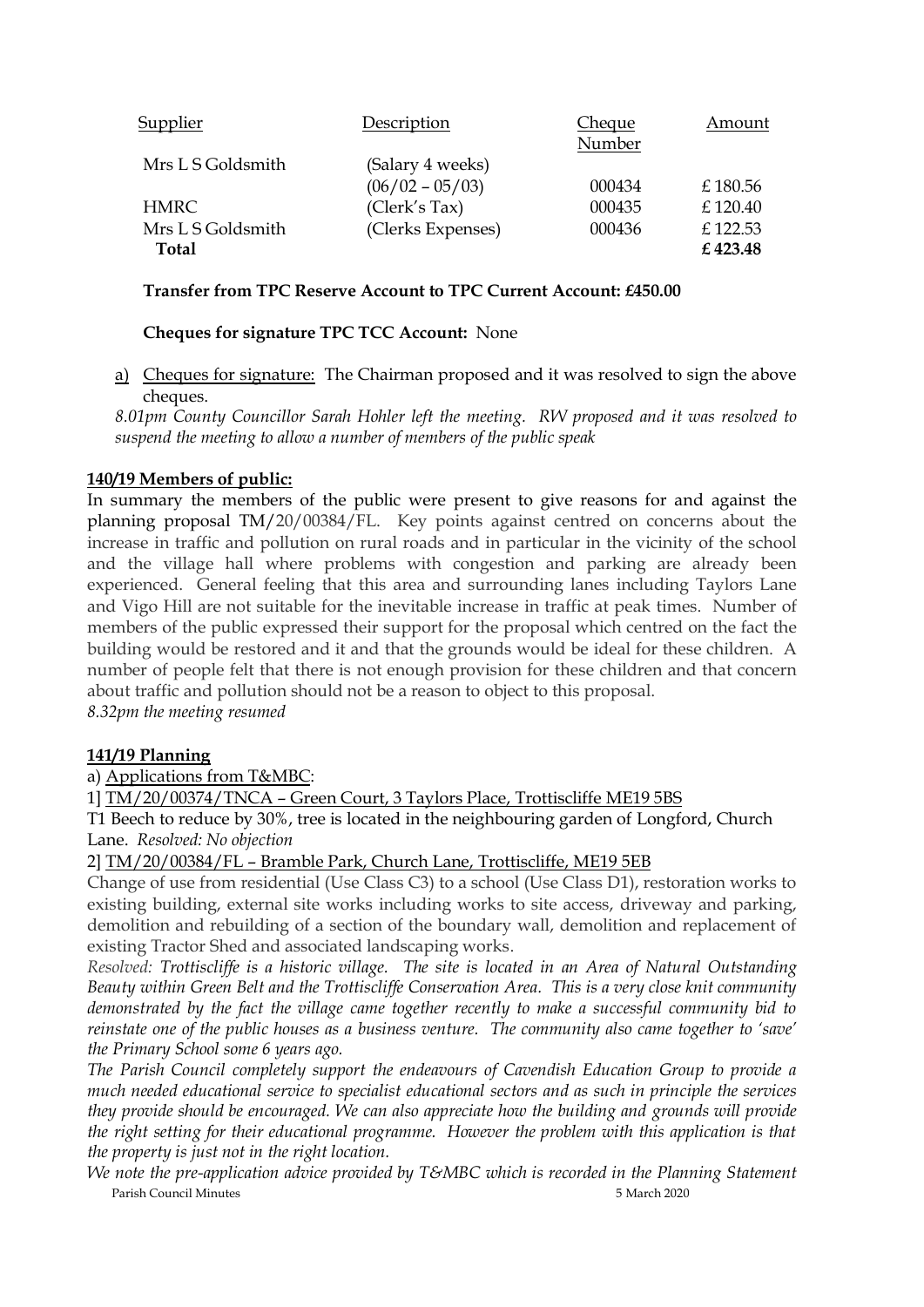| Supplier | Description | Cheque Number | Amount |
|---|---|---|---|
| Mrs L S Goldsmith | (Salary 4 weeks) (06/02 – 05/03) | 000434 | £ 180.56 |
| HMRC | (Clerk's Tax) | 000435 | £ 120.40 |
| Mrs L S Goldsmith | (Clerks Expenses) | 000436 | £ 122.53 |
| **Total** | | | **£ 423.48** |

**Transfer from TPC Reserve Account to TPC Current Account: £450.00**

**Cheques for signature TPC TCC Account:** None

a) Cheques for signature: The Chairman proposed and it was resolved to sign the above cheques.

*8.01pm County Councillor Sarah Hohler left the meeting. RW proposed and it was resolved to suspend the meeting to allow a number of members of the public speak*

**140/19 Members of public:**

In summary the members of the public were present to give reasons for and against the planning proposal TM/20/00384/FL. Key points against centred on concerns about the increase in traffic and pollution on rural roads and in particular in the vicinity of the school and the village hall where problems with congestion and parking are already been experienced. General feeling that this area and surrounding lanes including Taylors Lane and Vigo Hill are not suitable for the inevitable increase in traffic at peak times. Number of members of the public expressed their support for the proposal which centred on the fact the building would be restored and it and that the grounds would be ideal for these children. A number of people felt that there is not enough provision for these children and that concern about traffic and pollution should not be a reason to object to this proposal.

*8.32pm the meeting resumed*

**141/19 Planning**

a) Applications from T&MBC:

1] TM/20/00374/TNCA – Green Court, 3 Taylors Place, Trottiscliffe ME19 5BS

T1 Beech to reduce by 30%, tree is located in the neighbouring garden of Longford, Church Lane. *Resolved: No objection*

2] TM/20/00384/FL – Bramble Park, Church Lane, Trottiscliffe, ME19 5EB

Change of use from residential (Use Class C3) to a school (Use Class D1), restoration works to existing building, external site works including works to site access, driveway and parking, demolition and rebuilding of a section of the boundary wall, demolition and replacement of existing Tractor Shed and associated landscaping works.

*Resolved: Trottiscliffe is a historic village. The site is located in an Area of Natural Outstanding Beauty within Green Belt and the Trottiscliffe Conservation Area. This is a very close knit community demonstrated by the fact the village came together recently to make a successful community bid to reinstate one of the public houses as a business venture. The community also came together to 'save' the Primary School some 6 years ago.*

*The Parish Council completely support the endeavours of Cavendish Education Group to provide a much needed educational service to specialist educational sectors and as such in principle the services they provide should be encouraged. We can also appreciate how the building and grounds will provide the right setting for their educational programme. However the problem with this application is that the property is just not in the right location.*

*We note the pre-application advice provided by T&MBC which is recorded in the Planning Statement*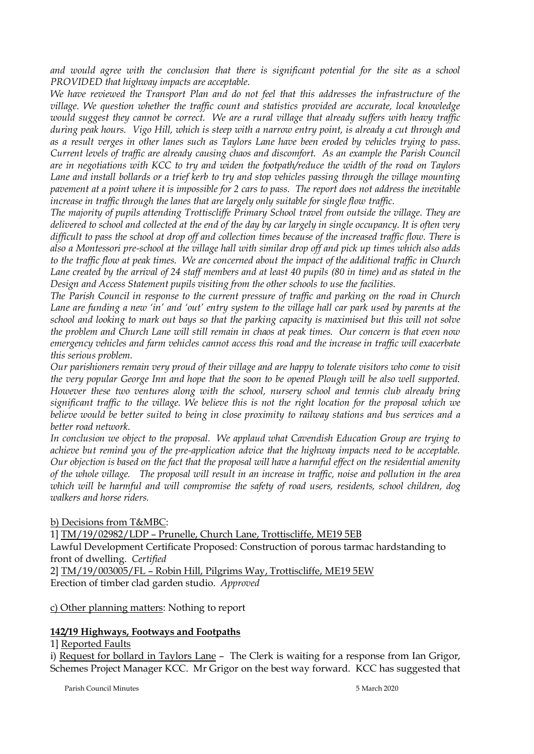*and would agree with the conclusion that there is significant potential for the site as a school PROVIDED that highway impacts are acceptable.*

*We have reviewed the Transport Plan and do not feel that this addresses the infrastructure of the village. We question whether the traffic count and statistics provided are accurate, local knowledge would suggest they cannot be correct. We are a rural village that already suffers with heavy traffic during peak hours. Vigo Hill, which is steep with a narrow entry point, is already a cut through and as a result verges in other lanes such as Taylors Lane have been eroded by vehicles trying to pass. Current levels of traffic are already causing chaos and discomfort. As an example the Parish Council are in negotiations with KCC to try and widen the footpath/reduce the width of the road on Taylors Lane and install bollards or a trief kerb to try and stop vehicles passing through the village mounting pavement at a point where it is impossible for 2 cars to pass. The report does not address the inevitable increase in traffic through the lanes that are largely only suitable for single flow traffic.*

*The majority of pupils attending Trottiscliffe Primary School travel from outside the village. They are delivered to school and collected at the end of the day by car largely in single occupancy. It is often very difficult to pass the school at drop off and collection times because of the increased traffic flow. There is also a Montessori pre-school at the village hall with similar drop off and pick up times which also adds to the traffic flow at peak times. We are concerned about the impact of the additional traffic in Church Lane created by the arrival of 24 staff members and at least 40 pupils (80 in time) and as stated in the Design and Access Statement pupils visiting from the other schools to use the facilities.*

*The Parish Council in response to the current pressure of traffic and parking on the road in Church Lane are funding a new 'in' and 'out' entry system to the village hall car park used by parents at the school and looking to mark out bays so that the parking capacity is maximised but this will not solve the problem and Church Lane will still remain in chaos at peak times. Our concern is that even now emergency vehicles and farm vehicles cannot access this road and the increase in traffic will exacerbate this serious problem.*

*Our parishioners remain very proud of their village and are happy to tolerate visitors who come to visit the very popular George Inn and hope that the soon to be opened Plough will be also well supported. However these two ventures along with the school, nursery school and tennis club already bring significant traffic to the village. We believe this is not the right location for the proposal which we believe would be better suited to being in close proximity to railway stations and bus services and a better road network.*

*In conclusion we object to the proposal. We applaud what Cavendish Education Group are trying to achieve but remind you of the pre-application advice that the highway impacts need to be acceptable. Our objection is based on the fact that the proposal will have a harmful effect on the residential amenity of the whole village. The proposal will result in an increase in traffic, noise and pollution in the area which will be harmful and will compromise the safety of road users, residents, school children, dog walkers and horse riders.*

b) Decisions from T&MBC:

1] TM/19/02982/LDP – Prunelle, Church Lane, Trottiscliffe, ME19 5EB

Lawful Development Certificate Proposed: Construction of porous tarmac hardstanding to front of dwelling. *Certified*

2] TM/19/003005/FL – Robin Hill, Pilgrims Way, Trottiscliffe, ME19 5EW

Erection of timber clad garden studio. *Approved*

c) Other planning matters: Nothing to report

**142/19 Highways, Footways and Footpaths**

1] Reported Faults

i) Request for bollard in Taylors Lane – The Clerk is waiting for a response from Ian Grigor, Schemes Project Manager KCC. Mr Grigor on the best way forward. KCC has suggested that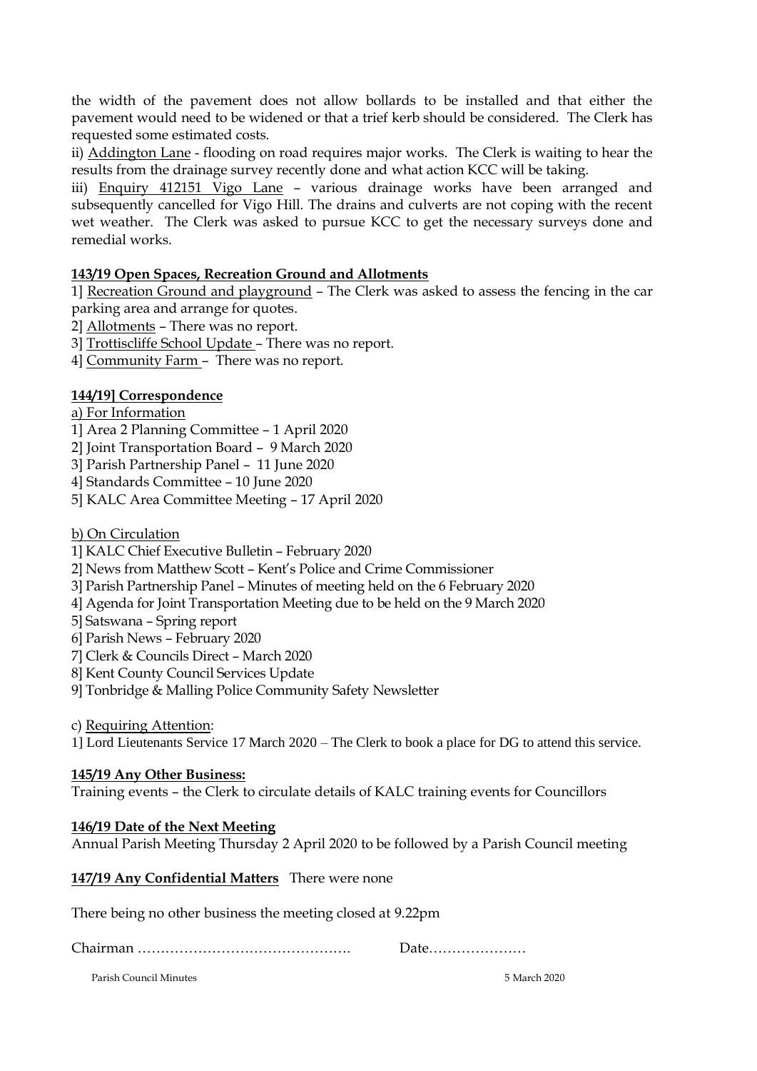the width of the pavement does not allow bollards to be installed and that either the pavement would need to be widened or that a trief kerb should be considered. The Clerk has requested some estimated costs.

ii) Addington Lane - flooding on road requires major works. The Clerk is waiting to hear the results from the drainage survey recently done and what action KCC will be taking.

iii) Enquiry 412151 Vigo Lane – various drainage works have been arranged and subsequently cancelled for Vigo Hill. The drains and culverts are not coping with the recent wet weather. The Clerk was asked to pursue KCC to get the necessary surveys done and remedial works.

**143/19 Open Spaces, Recreation Ground and Allotments**

1] Recreation Ground and playground – The Clerk was asked to assess the fencing in the car parking area and arrange for quotes.
2] Allotments – There was no report.
3] Trottiscliffe School Update – There was no report.
4] Community Farm – There was no report.

**144/19] Correspondence**

a) For Information
1] Area 2 Planning Committee – 1 April 2020
2] Joint Transportation Board – 9 March 2020
3] Parish Partnership Panel – 11 June 2020
4] Standards Committee – 10 June 2020
5] KALC Area Committee Meeting – 17 April 2020

b) On Circulation
1] KALC Chief Executive Bulletin – February 2020
2] News from Matthew Scott – Kent's Police and Crime Commissioner
3] Parish Partnership Panel – Minutes of meeting held on the 6 February 2020
4] Agenda for Joint Transportation Meeting due to be held on the 9 March 2020
5] Satswana – Spring report
6] Parish News – February 2020
7] Clerk & Councils Direct – March 2020
8] Kent County Council Services Update
9] Tonbridge & Malling Police Community Safety Newsletter

c) Requiring Attention:
1] Lord Lieutenants Service 17 March 2020 – The Clerk to book a place for DG to attend this service.

**145/19 Any Other Business:**

Training events – the Clerk to circulate details of KALC training events for Councillors

**146/19 Date of the Next Meeting**

Annual Parish Meeting Thursday 2 April 2020 to be followed by a Parish Council meeting

**147/19 Any Confidential Matters** There were none

There being no other business the meeting closed at 9.22pm

Chairman ………………………………………. Date…………………